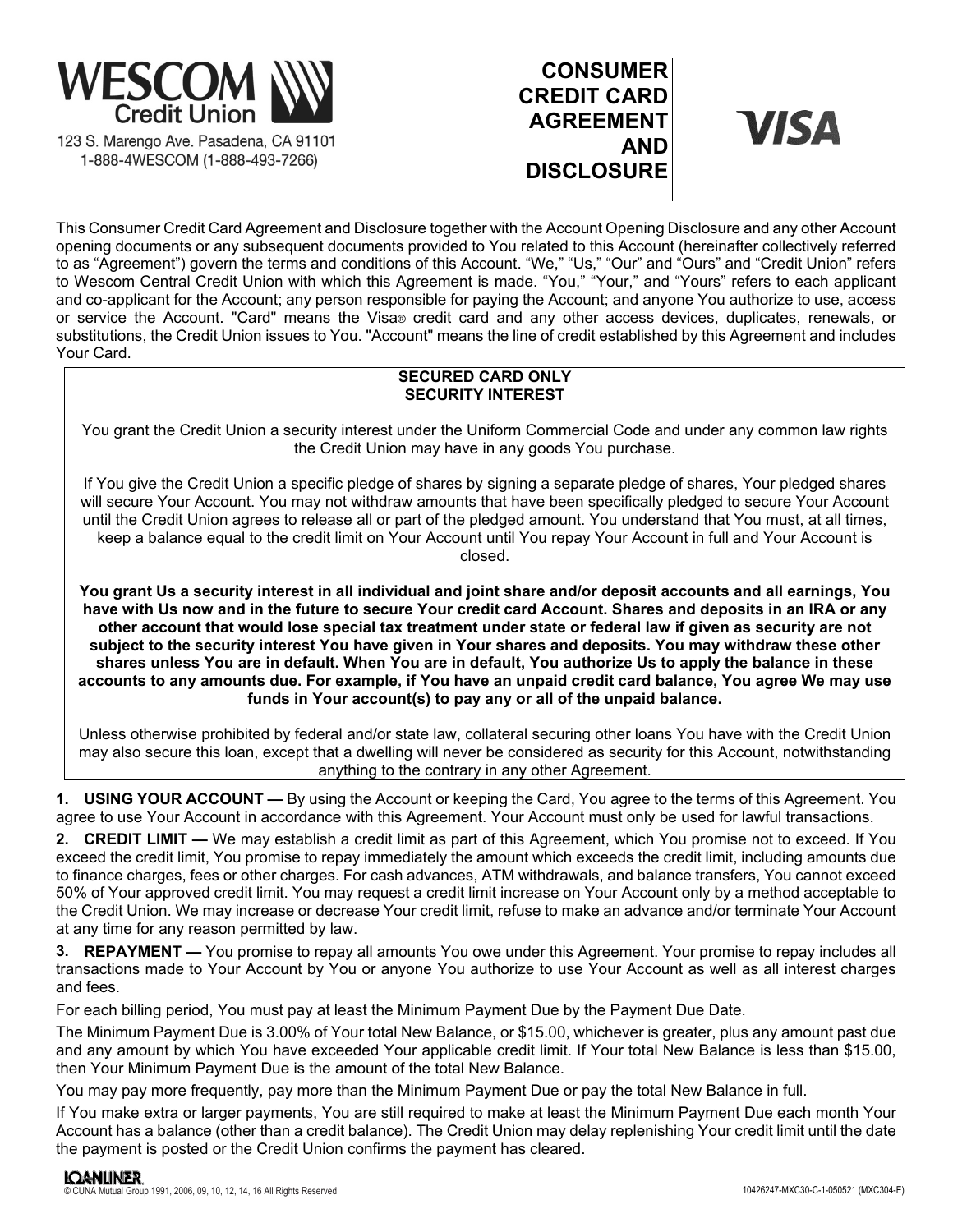**WESCOM Credit Union**

123 S. Marengo Ave. Pasadena, CA 91101
1-888-4WESCOM (1-888-493-7266)

# CONSUMER CREDIT CARD AGREEMENT AND DISCLOSURE

**VISA**

This Consumer Credit Card Agreement and Disclosure together with the Account Opening Disclosure and any other Account opening documents or any subsequent documents provided to You related to this Account (hereinafter collectively referred to as "Agreement") govern the terms and conditions of this Account. "We," "Us," "Our" and "Ours" and "Credit Union" refers to Wescom Central Credit Union with which this Agreement is made. "You," "Your," and "Yours" refers to each applicant and co-applicant for the Account; any person responsible for paying the Account; and anyone You authorize to use, access or service the Account. "Card" means the Visa® credit card and any other access devices, duplicates, renewals, or substitutions, the Credit Union issues to You. "Account" means the line of credit established by this Agreement and includes Your Card.

**SECURED CARD ONLY**
**SECURITY INTEREST**

You grant the Credit Union a security interest under the Uniform Commercial Code and under any common law rights the Credit Union may have in any goods You purchase.

If You give the Credit Union a specific pledge of shares by signing a separate pledge of shares, Your pledged shares will secure Your Account. You may not withdraw amounts that have been specifically pledged to secure Your Account until the Credit Union agrees to release all or part of the pledged amount. You understand that You must, at all times, keep a balance equal to the credit limit on Your Account until You repay Your Account in full and Your Account is closed.

**You grant Us a security interest in all individual and joint share and/or deposit accounts and all earnings, You have with Us now and in the future to secure Your credit card Account. Shares and deposits in an IRA or any other account that would lose special tax treatment under state or federal law if given as security are not subject to the security interest You have given in Your shares and deposits. You may withdraw these other shares unless You are in default. When You are in default, You authorize Us to apply the balance in these accounts to any amounts due. For example, if You have an unpaid credit card balance, You agree We may use funds in Your account(s) to pay any or all of the unpaid balance.**

Unless otherwise prohibited by federal and/or state law, collateral securing other loans You have with the Credit Union may also secure this loan, except that a dwelling will never be considered as security for this Account, notwithstanding anything to the contrary in any other Agreement.

**1. USING YOUR ACCOUNT —** By using the Account or keeping the Card, You agree to the terms of this Agreement. You agree to use Your Account in accordance with this Agreement. Your Account must only be used for lawful transactions.

**2. CREDIT LIMIT —** We may establish a credit limit as part of this Agreement, which You promise not to exceed. If You exceed the credit limit, You promise to repay immediately the amount which exceeds the credit limit, including amounts due to finance charges, fees or other charges. For cash advances, ATM withdrawals, and balance transfers, You cannot exceed 50% of Your approved credit limit. You may request a credit limit increase on Your Account only by a method acceptable to the Credit Union. We may increase or decrease Your credit limit, refuse to make an advance and/or terminate Your Account at any time for any reason permitted by law.

**3. REPAYMENT —** You promise to repay all amounts You owe under this Agreement. Your promise to repay includes all transactions made to Your Account by You or anyone You authorize to use Your Account as well as all interest charges and fees.

For each billing period, You must pay at least the Minimum Payment Due by the Payment Due Date.

The Minimum Payment Due is 3.00% of Your total New Balance, or $15.00, whichever is greater, plus any amount past due and any amount by which You have exceeded Your applicable credit limit. If Your total New Balance is less than $15.00, then Your Minimum Payment Due is the amount of the total New Balance.

You may pay more frequently, pay more than the Minimum Payment Due or pay the total New Balance in full.

If You make extra or larger payments, You are still required to make at least the Minimum Payment Due each month Your Account has a balance (other than a credit balance). The Credit Union may delay replenishing Your credit limit until the date the payment is posted or the Credit Union confirms the payment has cleared.

LOANLINER®
© CUNA Mutual Group 1991, 2006, 09, 10, 12, 14, 16 All Rights Reserved

10426247-MXC30-C-1-050521 (MXC304-E)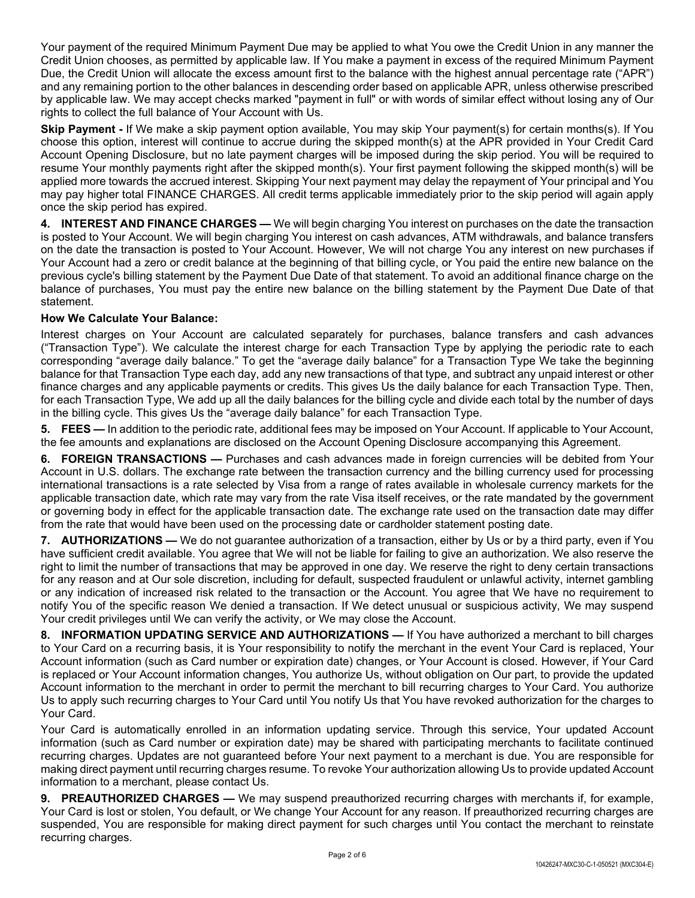Your payment of the required Minimum Payment Due may be applied to what You owe the Credit Union in any manner the Credit Union chooses, as permitted by applicable law. If You make a payment in excess of the required Minimum Payment Due, the Credit Union will allocate the excess amount first to the balance with the highest annual percentage rate ("APR") and any remaining portion to the other balances in descending order based on applicable APR, unless otherwise prescribed by applicable law. We may accept checks marked "payment in full" or with words of similar effect without losing any of Our rights to collect the full balance of Your Account with Us.

**Skip Payment -** If We make a skip payment option available, You may skip Your payment(s) for certain months(s). If You choose this option, interest will continue to accrue during the skipped month(s) at the APR provided in Your Credit Card Account Opening Disclosure, but no late payment charges will be imposed during the skip period. You will be required to resume Your monthly payments right after the skipped month(s). Your first payment following the skipped month(s) will be applied more towards the accrued interest. Skipping Your next payment may delay the repayment of Your principal and You may pay higher total FINANCE CHARGES. All credit terms applicable immediately prior to the skip period will again apply once the skip period has expired.

**4. INTEREST AND FINANCE CHARGES —** We will begin charging You interest on purchases on the date the transaction is posted to Your Account. We will begin charging You interest on cash advances, ATM withdrawals, and balance transfers on the date the transaction is posted to Your Account. However, We will not charge You any interest on new purchases if Your Account had a zero or credit balance at the beginning of that billing cycle, or You paid the entire new balance on the previous cycle's billing statement by the Payment Due Date of that statement. To avoid an additional finance charge on the balance of purchases, You must pay the entire new balance on the billing statement by the Payment Due Date of that statement.

**How We Calculate Your Balance:**

Interest charges on Your Account are calculated separately for purchases, balance transfers and cash advances ("Transaction Type"). We calculate the interest charge for each Transaction Type by applying the periodic rate to each corresponding "average daily balance." To get the "average daily balance" for a Transaction Type We take the beginning balance for that Transaction Type each day, add any new transactions of that type, and subtract any unpaid interest or other finance charges and any applicable payments or credits. This gives Us the daily balance for each Transaction Type. Then, for each Transaction Type, We add up all the daily balances for the billing cycle and divide each total by the number of days in the billing cycle. This gives Us the "average daily balance" for each Transaction Type.

**5. FEES —** In addition to the periodic rate, additional fees may be imposed on Your Account. If applicable to Your Account, the fee amounts and explanations are disclosed on the Account Opening Disclosure accompanying this Agreement.

**6. FOREIGN TRANSACTIONS —** Purchases and cash advances made in foreign currencies will be debited from Your Account in U.S. dollars. The exchange rate between the transaction currency and the billing currency used for processing international transactions is a rate selected by Visa from a range of rates available in wholesale currency markets for the applicable transaction date, which rate may vary from the rate Visa itself receives, or the rate mandated by the government or governing body in effect for the applicable transaction date. The exchange rate used on the transaction date may differ from the rate that would have been used on the processing date or cardholder statement posting date.

**7. AUTHORIZATIONS —** We do not guarantee authorization of a transaction, either by Us or by a third party, even if You have sufficient credit available. You agree that We will not be liable for failing to give an authorization. We also reserve the right to limit the number of transactions that may be approved in one day. We reserve the right to deny certain transactions for any reason and at Our sole discretion, including for default, suspected fraudulent or unlawful activity, internet gambling or any indication of increased risk related to the transaction or the Account. You agree that We have no requirement to notify You of the specific reason We denied a transaction. If We detect unusual or suspicious activity, We may suspend Your credit privileges until We can verify the activity, or We may close the Account.

**8. INFORMATION UPDATING SERVICE AND AUTHORIZATIONS —** If You have authorized a merchant to bill charges to Your Card on a recurring basis, it is Your responsibility to notify the merchant in the event Your Card is replaced, Your Account information (such as Card number or expiration date) changes, or Your Account is closed. However, if Your Card is replaced or Your Account information changes, You authorize Us, without obligation on Our part, to provide the updated Account information to the merchant in order to permit the merchant to bill recurring charges to Your Card. You authorize Us to apply such recurring charges to Your Card until You notify Us that You have revoked authorization for the charges to Your Card.

Your Card is automatically enrolled in an information updating service. Through this service, Your updated Account information (such as Card number or expiration date) may be shared with participating merchants to facilitate continued recurring charges. Updates are not guaranteed before Your next payment to a merchant is due. You are responsible for making direct payment until recurring charges resume. To revoke Your authorization allowing Us to provide updated Account information to a merchant, please contact Us.

**9. PREAUTHORIZED CHARGES —** We may suspend preauthorized recurring charges with merchants if, for example, Your Card is lost or stolen, You default, or We change Your Account for any reason. If preauthorized recurring charges are suspended, You are responsible for making direct payment for such charges until You contact the merchant to reinstate recurring charges.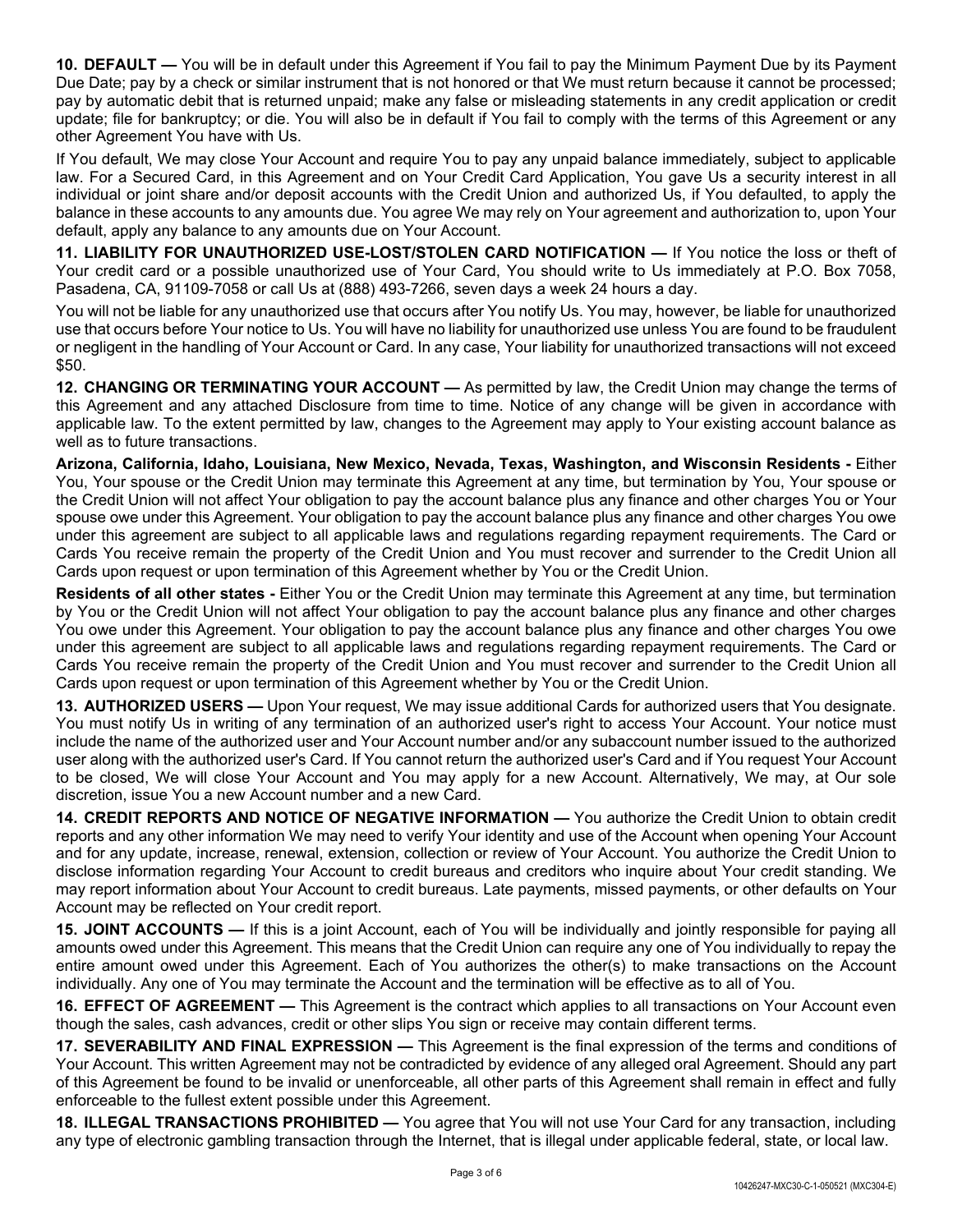**10. DEFAULT —** You will be in default under this Agreement if You fail to pay the Minimum Payment Due by its Payment Due Date; pay by a check or similar instrument that is not honored or that We must return because it cannot be processed; pay by automatic debit that is returned unpaid; make any false or misleading statements in any credit application or credit update; file for bankruptcy; or die. You will also be in default if You fail to comply with the terms of this Agreement or any other Agreement You have with Us.

If You default, We may close Your Account and require You to pay any unpaid balance immediately, subject to applicable law. For a Secured Card, in this Agreement and on Your Credit Card Application, You gave Us a security interest in all individual or joint share and/or deposit accounts with the Credit Union and authorized Us, if You defaulted, to apply the balance in these accounts to any amounts due. You agree We may rely on Your agreement and authorization to, upon Your default, apply any balance to any amounts due on Your Account.

**11. LIABILITY FOR UNAUTHORIZED USE-LOST/STOLEN CARD NOTIFICATION —** If You notice the loss or theft of Your credit card or a possible unauthorized use of Your Card, You should write to Us immediately at P.O. Box 7058, Pasadena, CA, 91109-7058 or call Us at (888) 493-7266, seven days a week 24 hours a day.

You will not be liable for any unauthorized use that occurs after You notify Us. You may, however, be liable for unauthorized use that occurs before Your notice to Us. You will have no liability for unauthorized use unless You are found to be fraudulent or negligent in the handling of Your Account or Card. In any case, Your liability for unauthorized transactions will not exceed $50.

**12. CHANGING OR TERMINATING YOUR ACCOUNT —** As permitted by law, the Credit Union may change the terms of this Agreement and any attached Disclosure from time to time. Notice of any change will be given in accordance with applicable law. To the extent permitted by law, changes to the Agreement may apply to Your existing account balance as well as to future transactions.

**Arizona, California, Idaho, Louisiana, New Mexico, Nevada, Texas, Washington, and Wisconsin Residents -** Either You, Your spouse or the Credit Union may terminate this Agreement at any time, but termination by You, Your spouse or the Credit Union will not affect Your obligation to pay the account balance plus any finance and other charges You or Your spouse owe under this Agreement. Your obligation to pay the account balance plus any finance and other charges You owe under this agreement are subject to all applicable laws and regulations regarding repayment requirements. The Card or Cards You receive remain the property of the Credit Union and You must recover and surrender to the Credit Union all Cards upon request or upon termination of this Agreement whether by You or the Credit Union.

**Residents of all other states -** Either You or the Credit Union may terminate this Agreement at any time, but termination by You or the Credit Union will not affect Your obligation to pay the account balance plus any finance and other charges You owe under this Agreement. Your obligation to pay the account balance plus any finance and other charges You owe under this agreement are subject to all applicable laws and regulations regarding repayment requirements. The Card or Cards You receive remain the property of the Credit Union and You must recover and surrender to the Credit Union all Cards upon request or upon termination of this Agreement whether by You or the Credit Union.

**13. AUTHORIZED USERS —** Upon Your request, We may issue additional Cards for authorized users that You designate. You must notify Us in writing of any termination of an authorized user's right to access Your Account. Your notice must include the name of the authorized user and Your Account number and/or any subaccount number issued to the authorized user along with the authorized user's Card. If You cannot return the authorized user's Card and if You request Your Account to be closed, We will close Your Account and You may apply for a new Account. Alternatively, We may, at Our sole discretion, issue You a new Account number and a new Card.

**14. CREDIT REPORTS AND NOTICE OF NEGATIVE INFORMATION —** You authorize the Credit Union to obtain credit reports and any other information We may need to verify Your identity and use of the Account when opening Your Account and for any update, increase, renewal, extension, collection or review of Your Account. You authorize the Credit Union to disclose information regarding Your Account to credit bureaus and creditors who inquire about Your credit standing. We may report information about Your Account to credit bureaus. Late payments, missed payments, or other defaults on Your Account may be reflected on Your credit report.

**15. JOINT ACCOUNTS —** If this is a joint Account, each of You will be individually and jointly responsible for paying all amounts owed under this Agreement. This means that the Credit Union can require any one of You individually to repay the entire amount owed under this Agreement. Each of You authorizes the other(s) to make transactions on the Account individually. Any one of You may terminate the Account and the termination will be effective as to all of You.

**16. EFFECT OF AGREEMENT —** This Agreement is the contract which applies to all transactions on Your Account even though the sales, cash advances, credit or other slips You sign or receive may contain different terms.

**17. SEVERABILITY AND FINAL EXPRESSION —** This Agreement is the final expression of the terms and conditions of Your Account. This written Agreement may not be contradicted by evidence of any alleged oral Agreement. Should any part of this Agreement be found to be invalid or unenforceable, all other parts of this Agreement shall remain in effect and fully enforceable to the fullest extent possible under this Agreement.

**18. ILLEGAL TRANSACTIONS PROHIBITED —** You agree that You will not use Your Card for any transaction, including any type of electronic gambling transaction through the Internet, that is illegal under applicable federal, state, or local law.

10426247-MXC30-C-1-050521 (MXC304-E)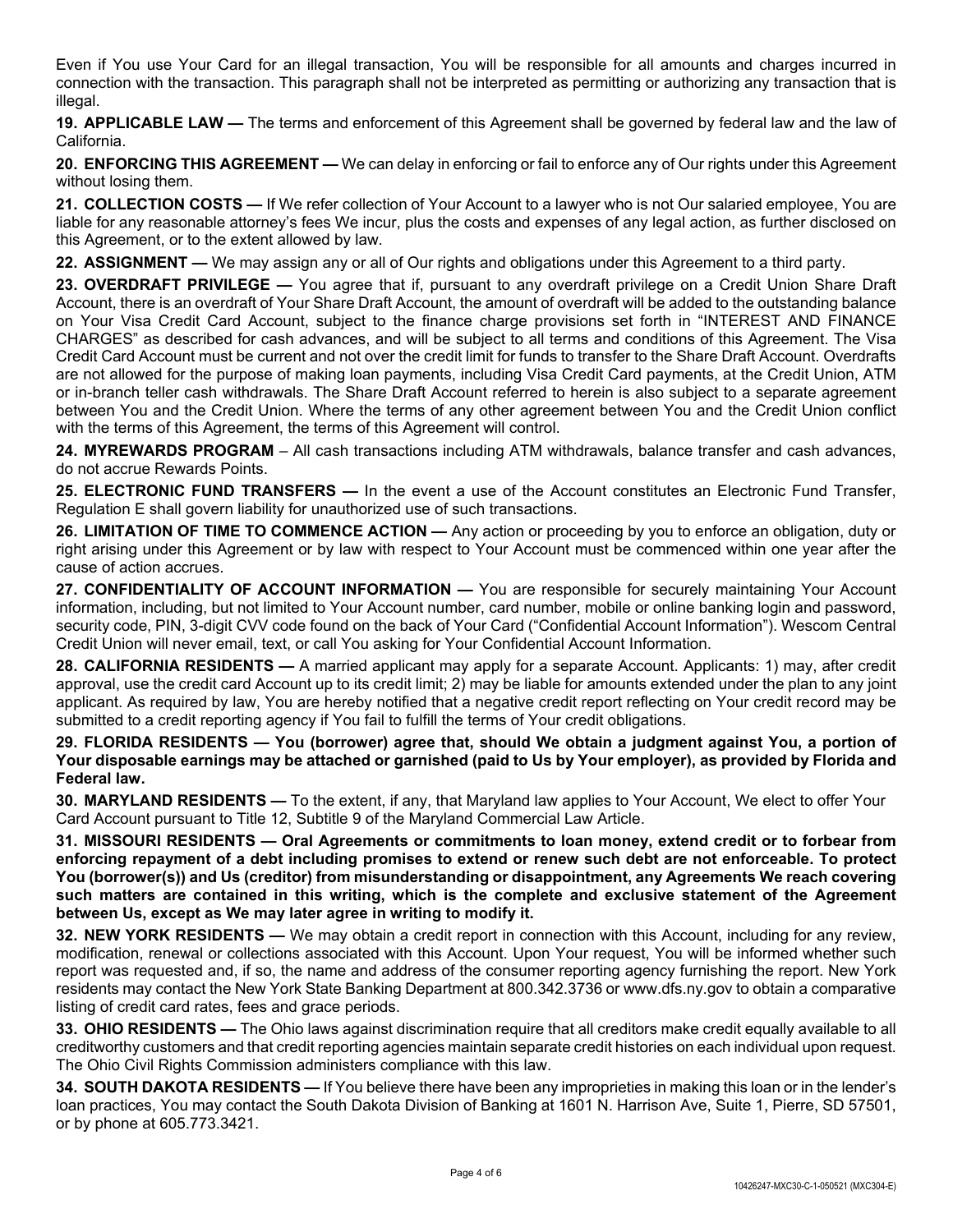Even if You use Your Card for an illegal transaction, You will be responsible for all amounts and charges incurred in connection with the transaction. This paragraph shall not be interpreted as permitting or authorizing any transaction that is illegal.

**19. APPLICABLE LAW —** The terms and enforcement of this Agreement shall be governed by federal law and the law of California.

**20. ENFORCING THIS AGREEMENT —** We can delay in enforcing or fail to enforce any of Our rights under this Agreement without losing them.

**21. COLLECTION COSTS —** If We refer collection of Your Account to a lawyer who is not Our salaried employee, You are liable for any reasonable attorney's fees We incur, plus the costs and expenses of any legal action, as further disclosed on this Agreement, or to the extent allowed by law.

**22. ASSIGNMENT —** We may assign any or all of Our rights and obligations under this Agreement to a third party.

**23. OVERDRAFT PRIVILEGE —** You agree that if, pursuant to any overdraft privilege on a Credit Union Share Draft Account, there is an overdraft of Your Share Draft Account, the amount of overdraft will be added to the outstanding balance on Your Visa Credit Card Account, subject to the finance charge provisions set forth in "INTEREST AND FINANCE CHARGES" as described for cash advances, and will be subject to all terms and conditions of this Agreement. The Visa Credit Card Account must be current and not over the credit limit for funds to transfer to the Share Draft Account. Overdrafts are not allowed for the purpose of making loan payments, including Visa Credit Card payments, at the Credit Union, ATM or in-branch teller cash withdrawals. The Share Draft Account referred to herein is also subject to a separate agreement between You and the Credit Union. Where the terms of any other agreement between You and the Credit Union conflict with the terms of this Agreement, the terms of this Agreement will control.

**24. MYREWARDS PROGRAM** – All cash transactions including ATM withdrawals, balance transfer and cash advances, do not accrue Rewards Points.

**25. ELECTRONIC FUND TRANSFERS —** In the event a use of the Account constitutes an Electronic Fund Transfer, Regulation E shall govern liability for unauthorized use of such transactions.

**26. LIMITATION OF TIME TO COMMENCE ACTION —** Any action or proceeding by you to enforce an obligation, duty or right arising under this Agreement or by law with respect to Your Account must be commenced within one year after the cause of action accrues.

**27. CONFIDENTIALITY OF ACCOUNT INFORMATION —** You are responsible for securely maintaining Your Account information, including, but not limited to Your Account number, card number, mobile or online banking login and password, security code, PIN, 3-digit CVV code found on the back of Your Card ("Confidential Account Information"). Wescom Central Credit Union will never email, text, or call You asking for Your Confidential Account Information.

**28. CALIFORNIA RESIDENTS —** A married applicant may apply for a separate Account. Applicants: 1) may, after credit approval, use the credit card Account up to its credit limit; 2) may be liable for amounts extended under the plan to any joint applicant. As required by law, You are hereby notified that a negative credit report reflecting on Your credit record may be submitted to a credit reporting agency if You fail to fulfill the terms of Your credit obligations.

**29. FLORIDA RESIDENTS — You (borrower) agree that, should We obtain a judgment against You, a portion of Your disposable earnings may be attached or garnished (paid to Us by Your employer), as provided by Florida and Federal law.**

**30. MARYLAND RESIDENTS —** To the extent, if any, that Maryland law applies to Your Account, We elect to offer Your Card Account pursuant to Title 12, Subtitle 9 of the Maryland Commercial Law Article.

**31. MISSOURI RESIDENTS — Oral Agreements or commitments to loan money, extend credit or to forbear from enforcing repayment of a debt including promises to extend or renew such debt are not enforceable. To protect You (borrower(s)) and Us (creditor) from misunderstanding or disappointment, any Agreements We reach covering such matters are contained in this writing, which is the complete and exclusive statement of the Agreement between Us, except as We may later agree in writing to modify it.**

**32. NEW YORK RESIDENTS —** We may obtain a credit report in connection with this Account, including for any review, modification, renewal or collections associated with this Account. Upon Your request, You will be informed whether such report was requested and, if so, the name and address of the consumer reporting agency furnishing the report. New York residents may contact the New York State Banking Department at 800.342.3736 or www.dfs.ny.gov to obtain a comparative listing of credit card rates, fees and grace periods.

**33. OHIO RESIDENTS —** The Ohio laws against discrimination require that all creditors make credit equally available to all creditworthy customers and that credit reporting agencies maintain separate credit histories on each individual upon request. The Ohio Civil Rights Commission administers compliance with this law.

**34. SOUTH DAKOTA RESIDENTS —** If You believe there have been any improprieties in making this loan or in the lender's loan practices, You may contact the South Dakota Division of Banking at 1601 N. Harrison Ave, Suite 1, Pierre, SD 57501, or by phone at 605.773.3421.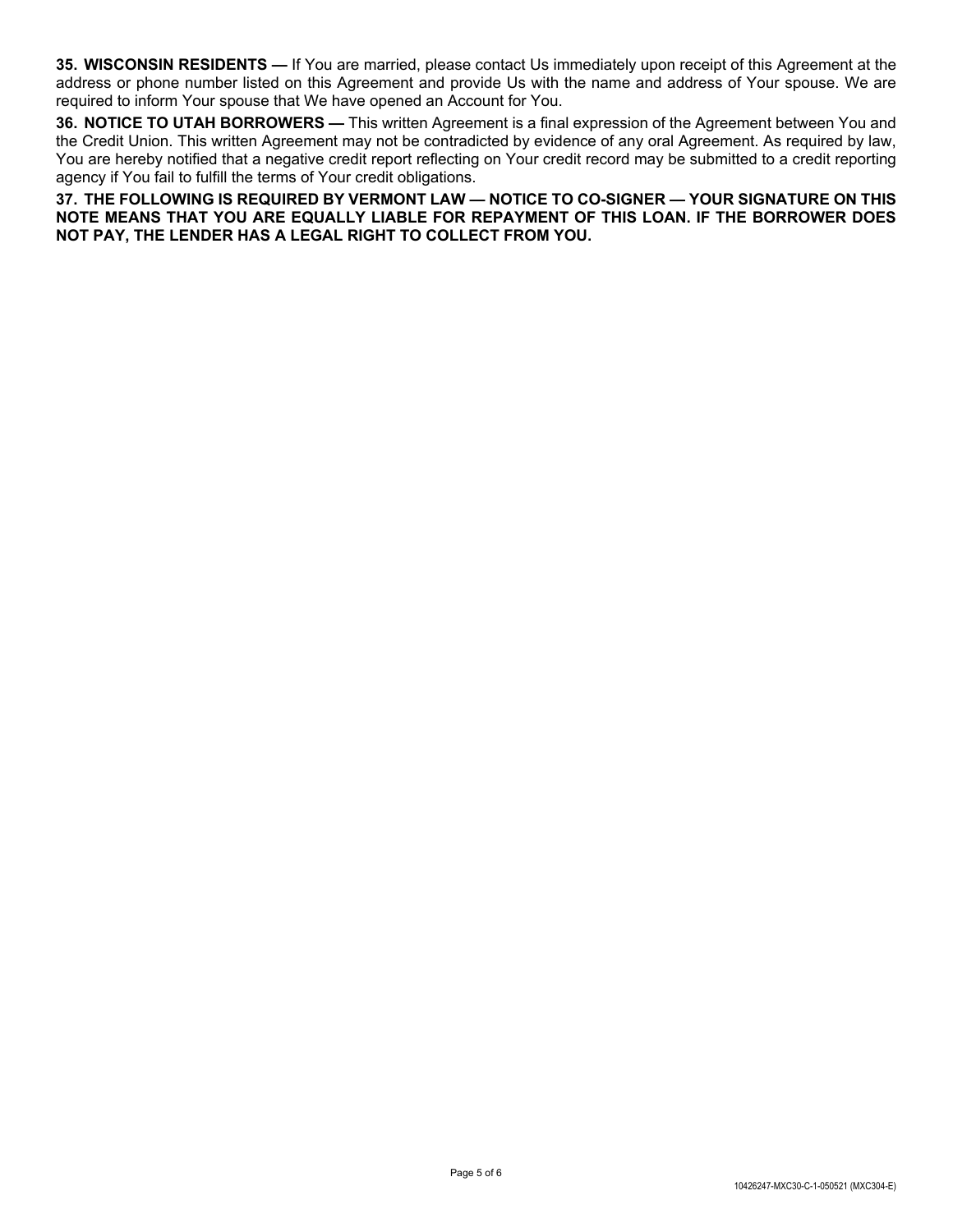**35. WISCONSIN RESIDENTS —** If You are married, please contact Us immediately upon receipt of this Agreement at the address or phone number listed on this Agreement and provide Us with the name and address of Your spouse. We are required to inform Your spouse that We have opened an Account for You.

**36. NOTICE TO UTAH BORROWERS —** This written Agreement is a final expression of the Agreement between You and the Credit Union. This written Agreement may not be contradicted by evidence of any oral Agreement. As required by law, You are hereby notified that a negative credit report reflecting on Your credit record may be submitted to a credit reporting agency if You fail to fulfill the terms of Your credit obligations.

**37. THE FOLLOWING IS REQUIRED BY VERMONT LAW — NOTICE TO CO-SIGNER — YOUR SIGNATURE ON THIS NOTE MEANS THAT YOU ARE EQUALLY LIABLE FOR REPAYMENT OF THIS LOAN. IF THE BORROWER DOES NOT PAY, THE LENDER HAS A LEGAL RIGHT TO COLLECT FROM YOU.**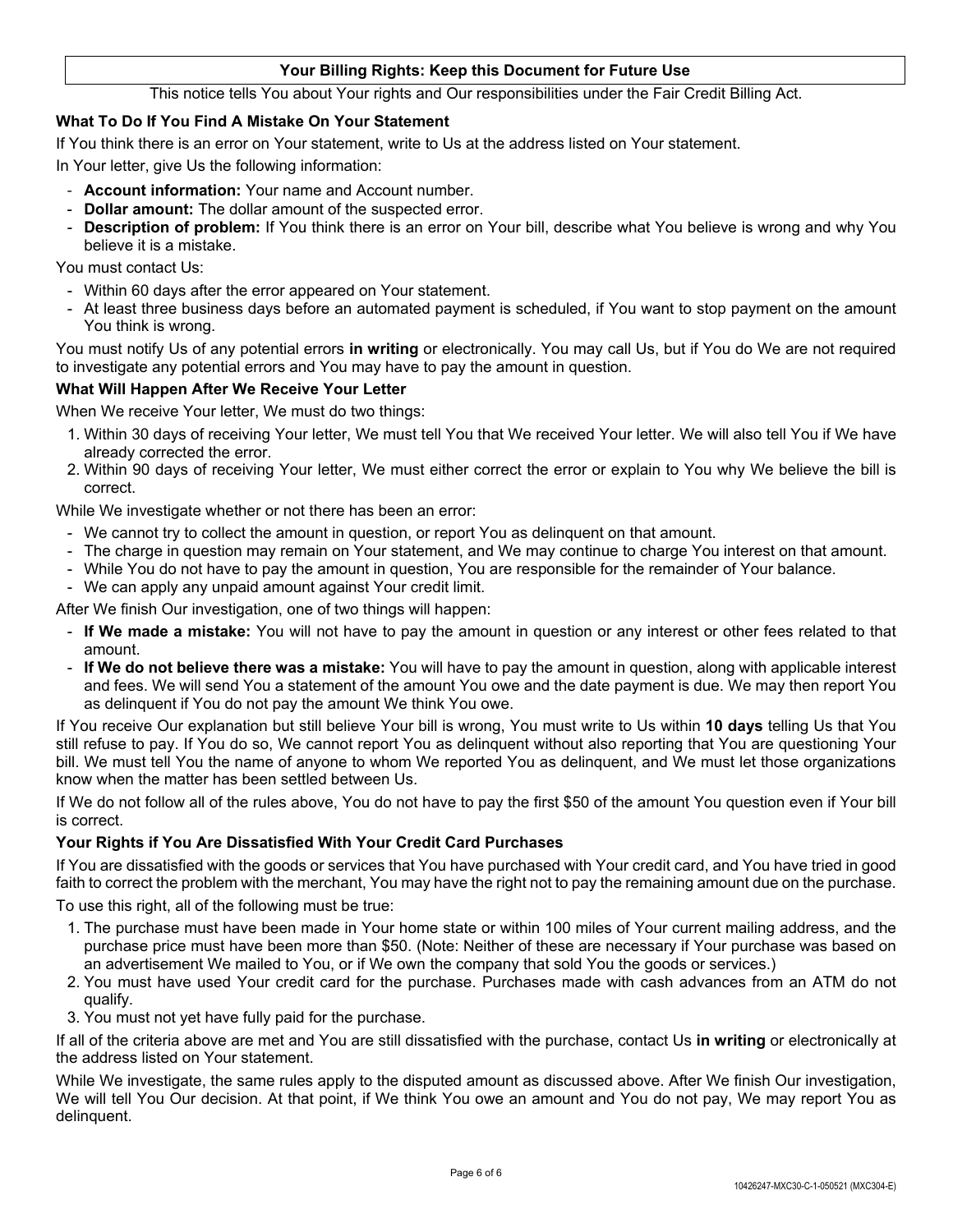## Your Billing Rights: Keep this Document for Future Use

This notice tells You about Your rights and Our responsibilities under the Fair Credit Billing Act.

### What To Do If You Find A Mistake On Your Statement

If You think there is an error on Your statement, write to Us at the address listed on Your statement.

In Your letter, give Us the following information:

- **Account information:** Your name and Account number.
- **Dollar amount:** The dollar amount of the suspected error.
- **Description of problem:** If You think there is an error on Your bill, describe what You believe is wrong and why You believe it is a mistake.

You must contact Us:

- Within 60 days after the error appeared on Your statement.
- At least three business days before an automated payment is scheduled, if You want to stop payment on the amount You think is wrong.

You must notify Us of any potential errors **in writing** or electronically. You may call Us, but if You do We are not required to investigate any potential errors and You may have to pay the amount in question.

### What Will Happen After We Receive Your Letter

When We receive Your letter, We must do two things:

1. Within 30 days of receiving Your letter, We must tell You that We received Your letter. We will also tell You if We have already corrected the error.
2. Within 90 days of receiving Your letter, We must either correct the error or explain to You why We believe the bill is correct.

While We investigate whether or not there has been an error:

- We cannot try to collect the amount in question, or report You as delinquent on that amount.
- The charge in question may remain on Your statement, and We may continue to charge You interest on that amount.
- While You do not have to pay the amount in question, You are responsible for the remainder of Your balance.
- We can apply any unpaid amount against Your credit limit.

After We finish Our investigation, one of two things will happen:

- **If We made a mistake:** You will not have to pay the amount in question or any interest or other fees related to that amount.
- **If We do not believe there was a mistake:** You will have to pay the amount in question, along with applicable interest and fees. We will send You a statement of the amount You owe and the date payment is due. We may then report You as delinquent if You do not pay the amount We think You owe.

If You receive Our explanation but still believe Your bill is wrong, You must write to Us within **10 days** telling Us that You still refuse to pay. If You do so, We cannot report You as delinquent without also reporting that You are questioning Your bill. We must tell You the name of anyone to whom We reported You as delinquent, and We must let those organizations know when the matter has been settled between Us.

If We do not follow all of the rules above, You do not have to pay the first $50 of the amount You question even if Your bill is correct.

### Your Rights if You Are Dissatisfied With Your Credit Card Purchases

If You are dissatisfied with the goods or services that You have purchased with Your credit card, and You have tried in good faith to correct the problem with the merchant, You may have the right not to pay the remaining amount due on the purchase.

To use this right, all of the following must be true:

1. The purchase must have been made in Your home state or within 100 miles of Your current mailing address, and the purchase price must have been more than $50. (Note: Neither of these are necessary if Your purchase was based on an advertisement We mailed to You, or if We own the company that sold You the goods or services.)
2. You must have used Your credit card for the purchase. Purchases made with cash advances from an ATM do not qualify.
3. You must not yet have fully paid for the purchase.

If all of the criteria above are met and You are still dissatisfied with the purchase, contact Us **in writing** or electronically at the address listed on Your statement.

While We investigate, the same rules apply to the disputed amount as discussed above. After We finish Our investigation, We will tell You Our decision. At that point, if We think You owe an amount and You do not pay, We may report You as delinquent.

10426247-MXC30-C-1-050521 (MXC304-E)